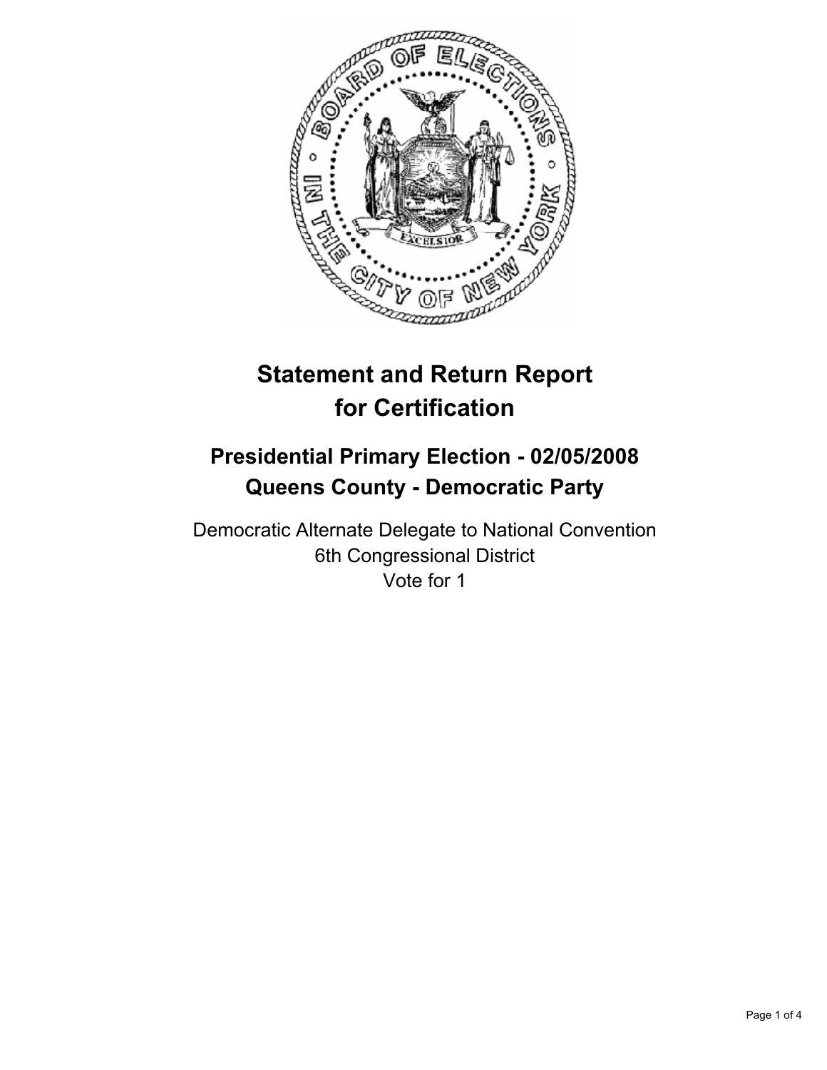# Statement and Return Report for Certification

## Presidential Primary Election - 02/05/2008
## Queens County - Democratic Party

Democratic Alternate Delegate to National Convention
6th Congressional District
Vote for 1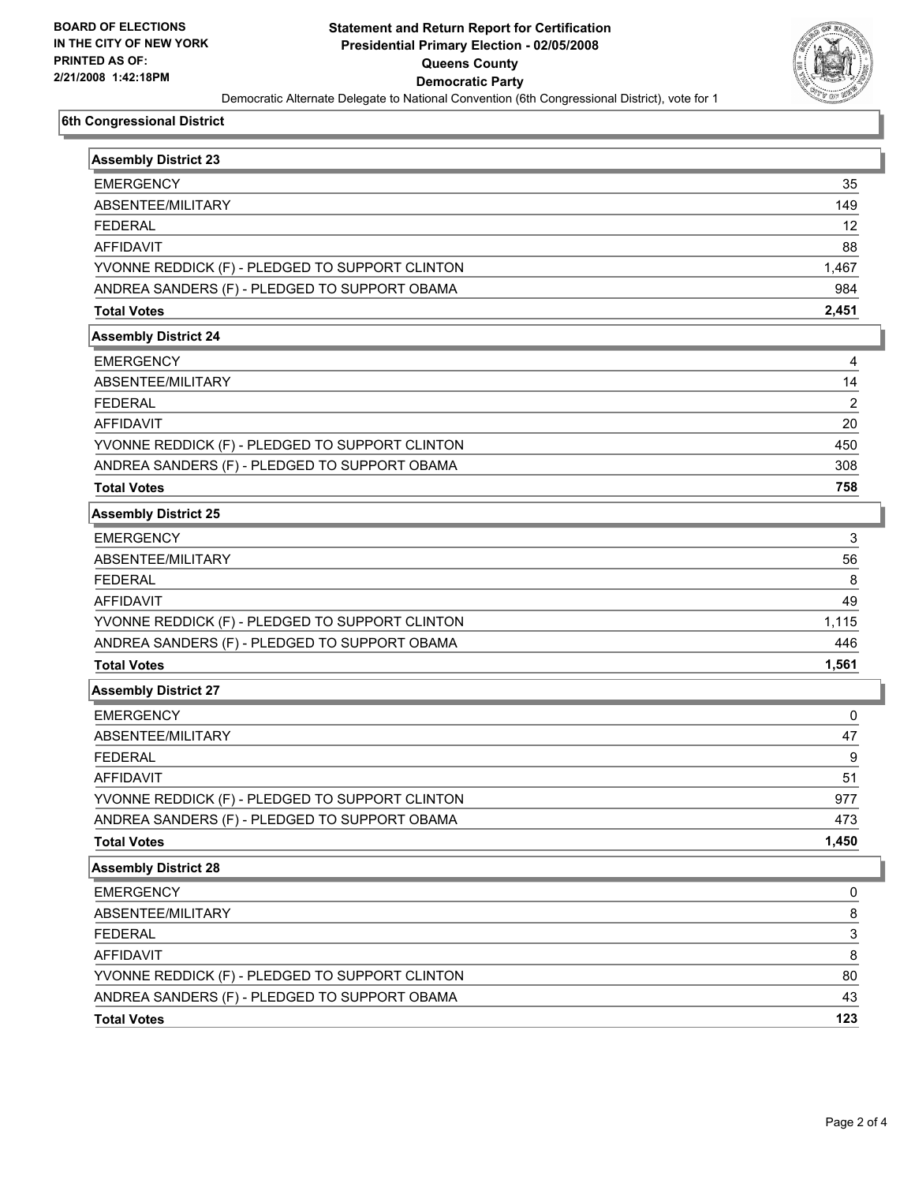**BOARD OF ELECTIONS IN THE CITY OF NEW YORK**
**PRINTED AS OF: 2/21/2008 1:42:18PM**

# Statement and Return Report for Certification
## Presidential Primary Election - 02/05/2008
## Queens County
## Democratic Party

Democratic Alternate Delegate to National Convention (6th Congressional District), vote for 1

### 6th Congressional District

| Assembly District 23 | |
|---|---|
| EMERGENCY | 35 |
| ABSENTEE/MILITARY | 149 |
| FEDERAL | 12 |
| AFFIDAVIT | 88 |
| YVONNE REDDICK (F) - PLEDGED TO SUPPORT CLINTON | 1,467 |
| ANDREA SANDERS (F) - PLEDGED TO SUPPORT OBAMA | 984 |
| **Total Votes** | **2,451** |

| Assembly District 24 | |
|---|---|
| EMERGENCY | 4 |
| ABSENTEE/MILITARY | 14 |
| FEDERAL | 2 |
| AFFIDAVIT | 20 |
| YVONNE REDDICK (F) - PLEDGED TO SUPPORT CLINTON | 450 |
| ANDREA SANDERS (F) - PLEDGED TO SUPPORT OBAMA | 308 |
| **Total Votes** | **758** |

| Assembly District 25 | |
|---|---|
| EMERGENCY | 3 |
| ABSENTEE/MILITARY | 56 |
| FEDERAL | 8 |
| AFFIDAVIT | 49 |
| YVONNE REDDICK (F) - PLEDGED TO SUPPORT CLINTON | 1,115 |
| ANDREA SANDERS (F) - PLEDGED TO SUPPORT OBAMA | 446 |
| **Total Votes** | **1,561** |

| Assembly District 27 | |
|---|---|
| EMERGENCY | 0 |
| ABSENTEE/MILITARY | 47 |
| FEDERAL | 9 |
| AFFIDAVIT | 51 |
| YVONNE REDDICK (F) - PLEDGED TO SUPPORT CLINTON | 977 |
| ANDREA SANDERS (F) - PLEDGED TO SUPPORT OBAMA | 473 |
| **Total Votes** | **1,450** |

| Assembly District 28 | |
|---|---|
| EMERGENCY | 0 |
| ABSENTEE/MILITARY | 8 |
| FEDERAL | 3 |
| AFFIDAVIT | 8 |
| YVONNE REDDICK (F) - PLEDGED TO SUPPORT CLINTON | 80 |
| ANDREA SANDERS (F) - PLEDGED TO SUPPORT OBAMA | 43 |
| **Total Votes** | **123** |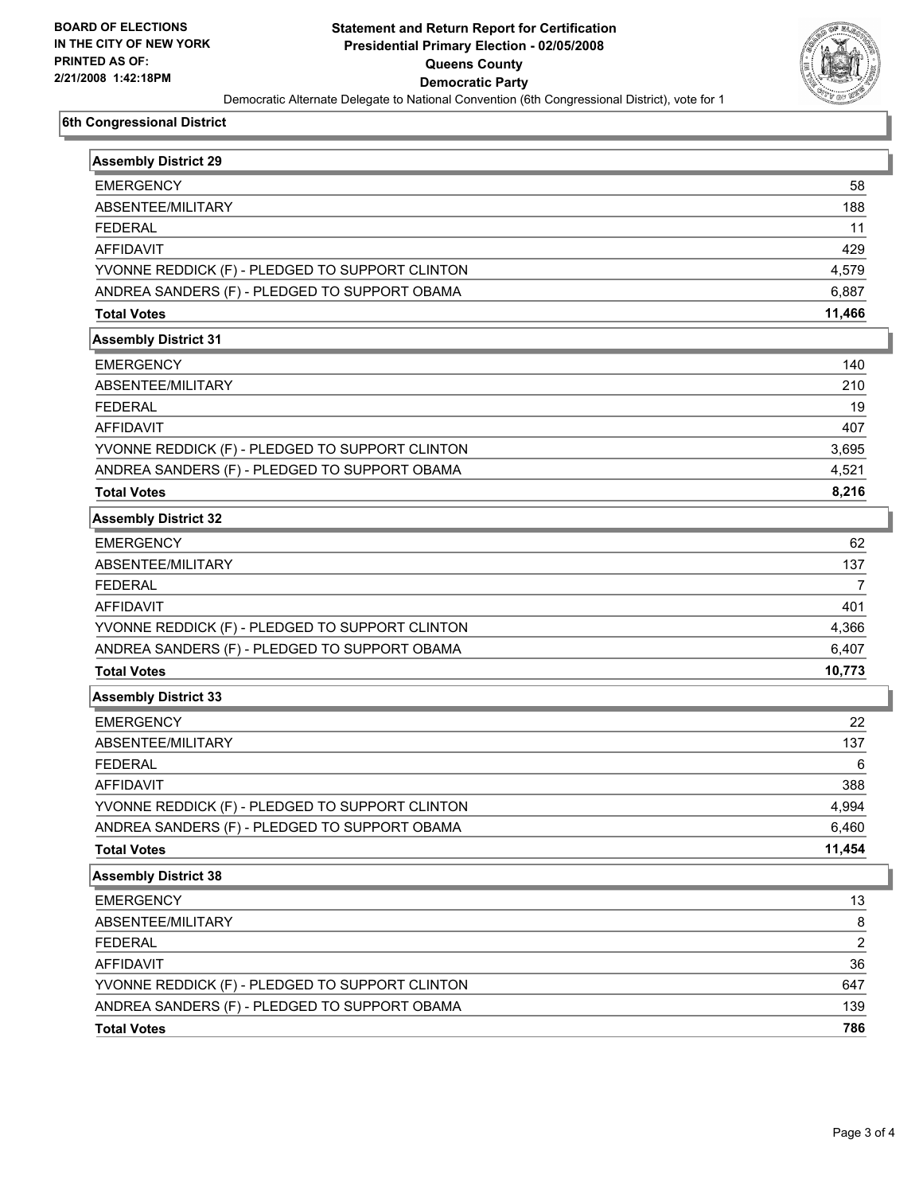**BOARD OF ELECTIONS IN THE CITY OF NEW YORK PRINTED AS OF: 2/21/2008 1:42:18PM**

# Statement and Return Report for Certification
## Presidential Primary Election - 02/05/2008
## Queens County
## Democratic Party

Democratic Alternate Delegate to National Convention (6th Congressional District), vote for 1

### 6th Congressional District

| Assembly District 29 | |
|---|---|
| EMERGENCY | 58 |
| ABSENTEE/MILITARY | 188 |
| FEDERAL | 11 |
| AFFIDAVIT | 429 |
| YVONNE REDDICK (F) - PLEDGED TO SUPPORT CLINTON | 4,579 |
| ANDREA SANDERS (F) - PLEDGED TO SUPPORT OBAMA | 6,887 |
| **Total Votes** | **11,466** |

| Assembly District 31 | |
|---|---|
| EMERGENCY | 140 |
| ABSENTEE/MILITARY | 210 |
| FEDERAL | 19 |
| AFFIDAVIT | 407 |
| YVONNE REDDICK (F) - PLEDGED TO SUPPORT CLINTON | 3,695 |
| ANDREA SANDERS (F) - PLEDGED TO SUPPORT OBAMA | 4,521 |
| **Total Votes** | **8,216** |

| Assembly District 32 | |
|---|---|
| EMERGENCY | 62 |
| ABSENTEE/MILITARY | 137 |
| FEDERAL | 7 |
| AFFIDAVIT | 401 |
| YVONNE REDDICK (F) - PLEDGED TO SUPPORT CLINTON | 4,366 |
| ANDREA SANDERS (F) - PLEDGED TO SUPPORT OBAMA | 6,407 |
| **Total Votes** | **10,773** |

| Assembly District 33 | |
|---|---|
| EMERGENCY | 22 |
| ABSENTEE/MILITARY | 137 |
| FEDERAL | 6 |
| AFFIDAVIT | 388 |
| YVONNE REDDICK (F) - PLEDGED TO SUPPORT CLINTON | 4,994 |
| ANDREA SANDERS (F) - PLEDGED TO SUPPORT OBAMA | 6,460 |
| **Total Votes** | **11,454** |

| Assembly District 38 | |
|---|---|
| EMERGENCY | 13 |
| ABSENTEE/MILITARY | 8 |
| FEDERAL | 2 |
| AFFIDAVIT | 36 |
| YVONNE REDDICK (F) - PLEDGED TO SUPPORT CLINTON | 647 |
| ANDREA SANDERS (F) - PLEDGED TO SUPPORT OBAMA | 139 |
| **Total Votes** | **786** |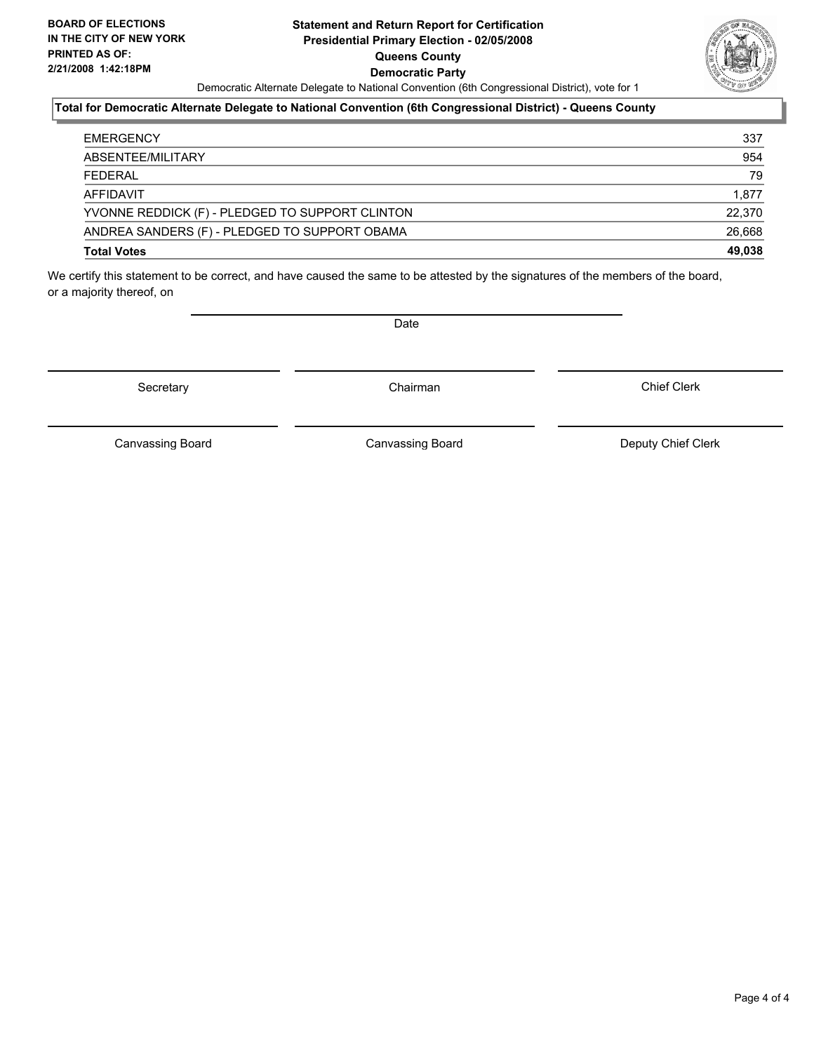**BOARD OF ELECTIONS IN THE CITY OF NEW YORK PRINTED AS OF: 2/21/2008 1:42:18PM**

# Statement and Return Report for Certification Presidential Primary Election - 02/05/2008 Queens County Democratic Party

Democratic Alternate Delegate to National Convention (6th Congressional District), vote for 1

## Total for Democratic Alternate Delegate to National Convention (6th Congressional District) - Queens County

| | |
|---|---|
| EMERGENCY | 337 |
| ABSENTEE/MILITARY | 954 |
| FEDERAL | 79 |
| AFFIDAVIT | 1,877 |
| YVONNE REDDICK (F) - PLEDGED TO SUPPORT CLINTON | 22,370 |
| ANDREA SANDERS (F) - PLEDGED TO SUPPORT OBAMA | 26,668 |
| **Total Votes** | **49,038** |

We certify this statement to be correct, and have caused the same to be attested by the signatures of the members of the board, or a majority thereof, on

Date

Secretary

Chairman

Chief Clerk

Canvassing Board

Canvassing Board

Deputy Chief Clerk